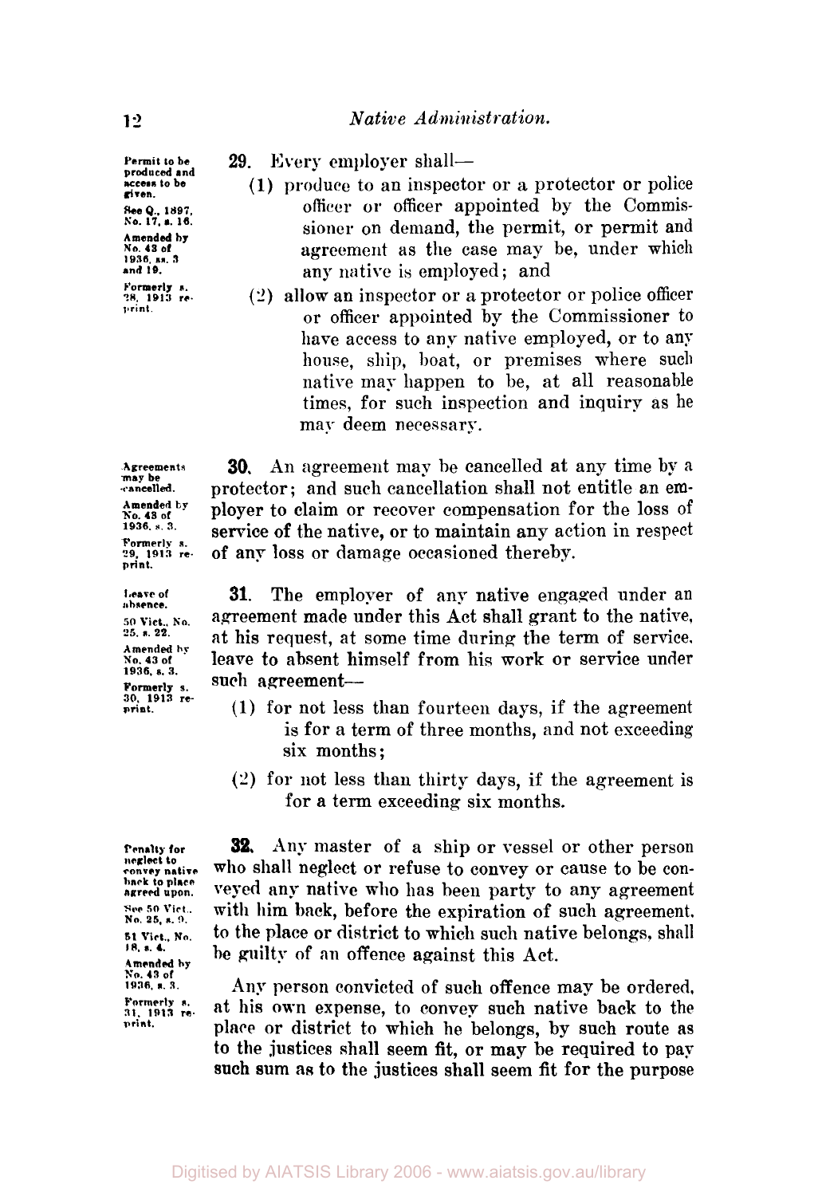**29.** Every employer shall—

Permit to be produced and access to be given.

See Q., 1897, No. 17, s. 16.

Amended by No. 43 of 1936, ss. 3 and 19.

Formerly s. 28, 1913 reprint.

(1) produce to an inspector or a protector or police officer or officer appointed by the Commissioner on demand, the permit, or permit and agreement as the case may be, under which any native is employed; and

(2) allow an inspector or a protector or police officer or officer appointed by the Commissioner to have access to any native employed, or to any house, ship, boat, or premises where such native may happen to be, at all reasonable times, for such inspection and inquiry as he may deem necessary.

Agreements may be cancelled.

Amended by No. 43 of 1936, s. 3.

Formerly s. 29, 1913 reprint.

**30.** An agreement may be cancelled at any time by a protector; and such cancellation shall not entitle an employer to claim or recover compensation for the loss of service of the native, or to maintain any action in respect of any loss or damage occasioned thereby.

Leave of absence.

50 Vict., No. 25, s. 22.

Amended by No. 43 of 1936, s. 3.

Formerly s. 30, 1913 reprint.

**31.** The employer of any native engaged under an agreement made under this Act shall grant to the native, at his request, at some time during the term of service, leave to absent himself from his work or service under such agreement—

(1) for not less than fourteen days, if the agreement is for a term of three months, and not exceeding six months;

(2) for not less than thirty days, if the agreement is for a term exceeding six months.

Penalty for neglect to convey native back to place agreed upon.

See 50 Vict., No. 25, s. 9.

51 Vict., No. 18, s. 4.

Amended by No. 43 of 1936, s. 3.

Formerly s. 31, 1913 reprint.

**32.** Any master of a ship or vessel or other person who shall neglect or refuse to convey or cause to be conveyed any native who has been party to any agreement with him back, before the expiration of such agreement, to the place or district to which such native belongs, shall be guilty of an offence against this Act.

Any person convicted of such offence may be ordered, at his own expense, to convey such native back to the place or district to which he belongs, by such route as to the justices shall seem fit, or may be required to pay such sum as to the justices shall seem fit for the purpose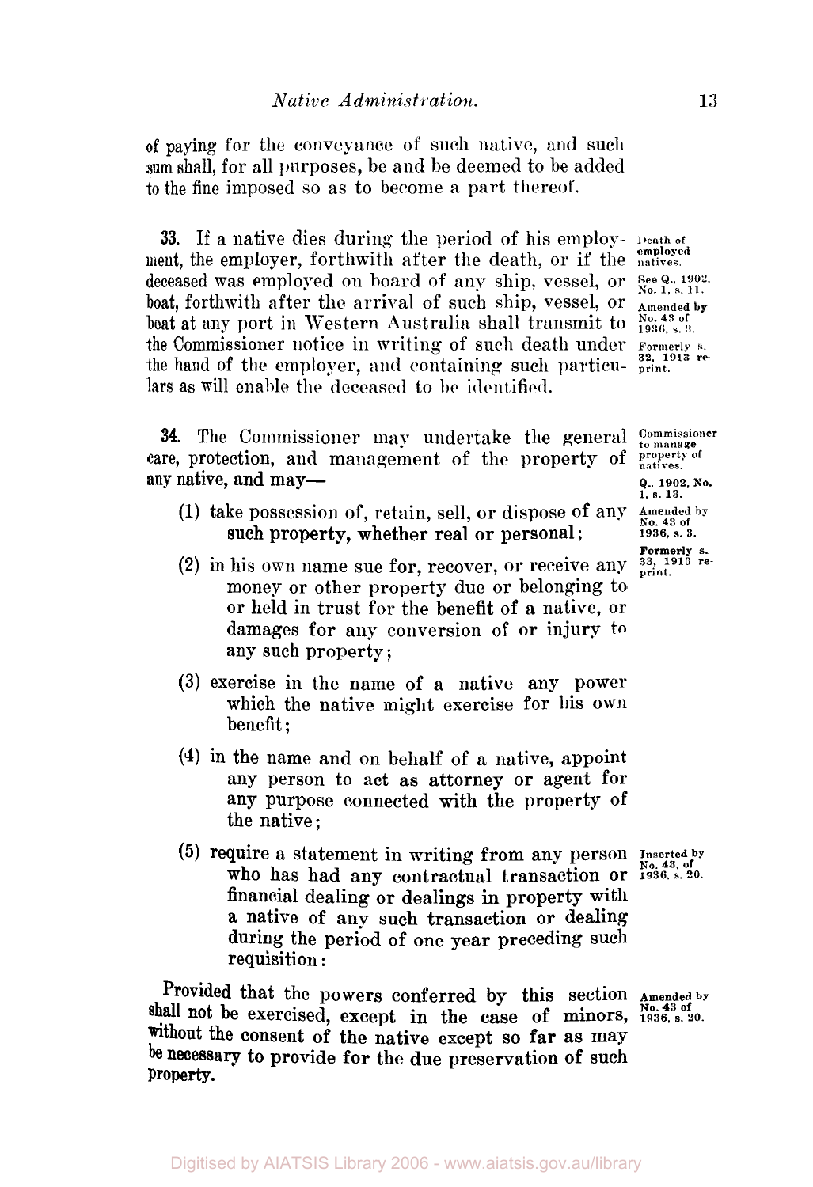of paying for the conveyance of such native, and such sum shall, for all purposes, be and be deemed to be added to the fine imposed so as to become a part thereof.

**33.** If a native dies during the period of his employment, the employer, forthwith after the death, or if the deceased was employed on board of any ship, vessel, or boat, forthwith after the arrival of such ship, vessel, or boat at any port in Western Australia shall transmit to the Commissioner notice in writing of such death under the hand of the employer, and containing such particulars as will enable the deceased to be identified.

*Death of employed natives.*
*See Q., 1902, No. 1, s. 11.*
*Amended by No. 43 of 1936, s. 3.*
*Formerly s. 32, 1913 reprint.*

**34.** The Commissioner may undertake the general care, protection, and management of the property of any native, and may—

*Commissioner to manage property of natives.*
*Q., 1902, No. 1, s. 13.*
*Amended by No. 43 of 1936, s. 3.*
*Formerly s. 33, 1913 reprint.*

(1) take possession of, retain, sell, or dispose of any such property, whether real or personal;

(2) in his own name sue for, recover, or receive any money or other property due or belonging to or held in trust for the benefit of a native, or damages for any conversion of or injury to any such property;

(3) exercise in the name of a native any power which the native might exercise for his own benefit;

(4) in the name and on behalf of a native, appoint any person to act as attorney or agent for any purpose connected with the property of the native;

(5) require a statement in writing from any person who has had any contractual transaction or financial dealing or dealings in property with a native of any such transaction or dealing during the period of one year preceding such requisition:

*Inserted by No. 43, of 1936, s. 20.*

Provided that the powers conferred by this section shall not be exercised, except in the case of minors, without the consent of the native except so far as may be necessary to provide for the due preservation of such property.

*Amended by No. 43 of 1936, s. 20.*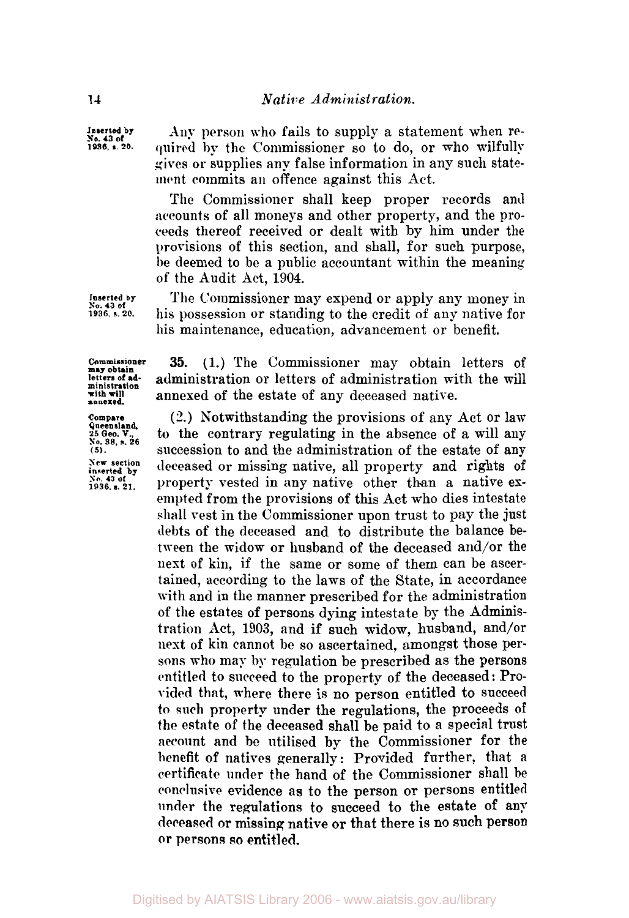*Inserted by No. 43 of 1936, s. 20.*

Any person who fails to supply a statement when required by the Commissioner so to do, or who wilfully gives or supplies any false information in any such statement commits an offence against this Act.

The Commissioner shall keep proper records and accounts of all moneys and other property, and the proceeds thereof received or dealt with by him under the provisions of this section, and shall, for such purpose, be deemed to be a public accountant within the meaning of the Audit Act, 1904.

*Inserted by No. 43 of 1936, s. 20.*

The Commissioner may expend or apply any money in his possession or standing to the credit of any native for his maintenance, education, advancement or benefit.

**Commissioner may obtain letters of administration with will annexed.**

**35.** (1.) The Commissioner may obtain letters of administration or letters of administration with the will annexed of the estate of any deceased native.

*Compare Queensland, 25 Geo. V., No. 38, s. 26 (5).*

*New section inserted by No. 43 of 1936, s. 21.*

(2.) Notwithstanding the provisions of any Act or law to the contrary regulating in the absence of a will any succession to and the administration of the estate of any deceased or missing native, all property and rights of property vested in any native other than a native exempted from the provisions of this Act who dies intestate shall vest in the Commissioner upon trust to pay the just debts of the deceased and to distribute the balance between the widow or husband of the deceased and/or the next of kin, if the same or some of them can be ascertained, according to the laws of the State, in accordance with and in the manner prescribed for the administration of the estates of persons dying intestate by the Administration Act, 1903, and if such widow, husband, and/or next of kin cannot be so ascertained, amongst those persons who may by regulation be prescribed as the persons entitled to succeed to the property of the deceased: Provided that, where there is no person entitled to succeed to such property under the regulations, the proceeds of the estate of the deceased shall be paid to a special trust account and be utilised by the Commissioner for the benefit of natives generally: Provided further, that a certificate under the hand of the Commissioner shall be conclusive evidence as to the person or persons entitled under the regulations to succeed to the estate of any deceased or missing native or that there is no such person or persons so entitled.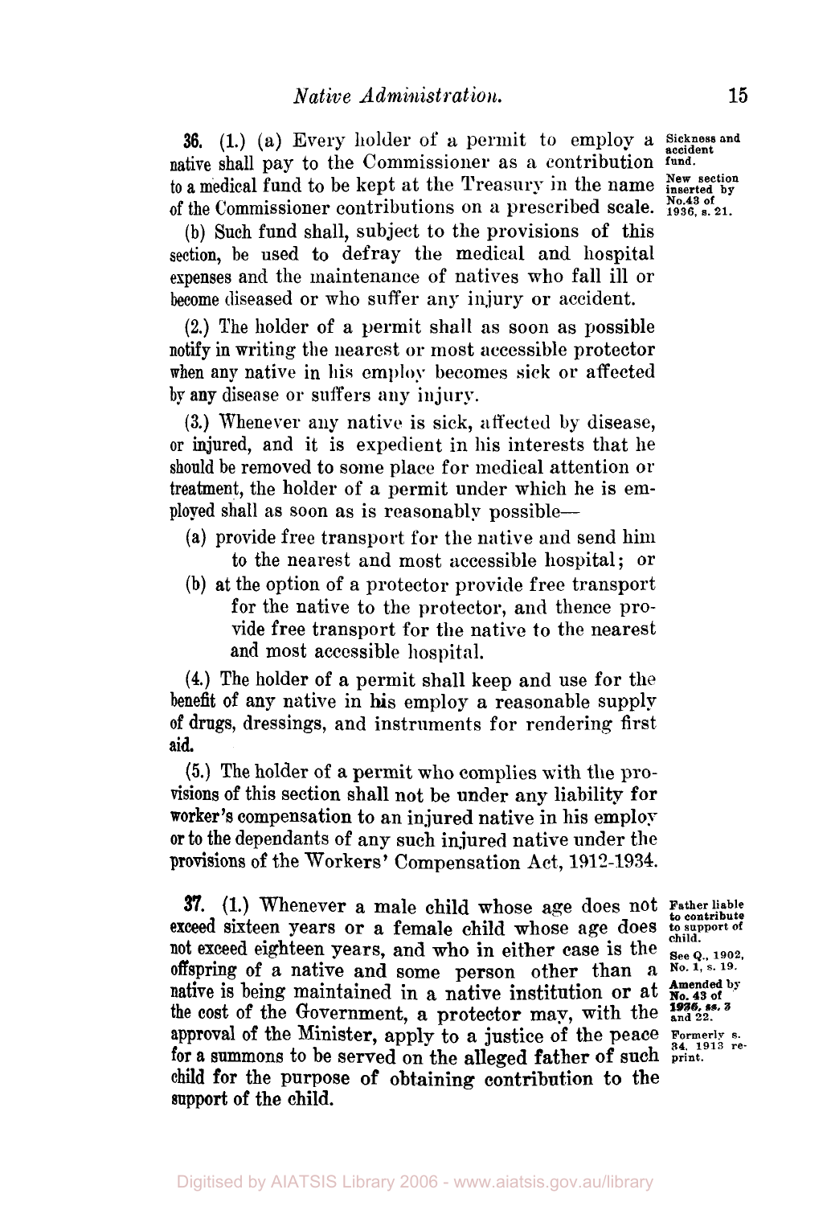**36.** (1.) (a) Every holder of a permit to employ a native shall pay to the Commissioner as a contribution to a medical fund to be kept at the Treasury in the name of the Commissioner contributions on a prescribed scale.

*Sickness and accident fund.*

*New section inserted by No. 43 of 1936, s. 21.*

(b) Such fund shall, subject to the provisions of this section, be used to defray the medical and hospital expenses and the maintenance of natives who fall ill or become diseased or who suffer any injury or accident.

(2.) The holder of a permit shall as soon as possible notify in writing the nearest or most accessible protector when any native in his employ becomes sick or affected by any disease or suffers any injury.

(3.) Whenever any native is sick, affected by disease, or injured, and it is expedient in his interests that he should be removed to some place for medical attention or treatment, the holder of a permit under which he is employed shall as soon as is reasonably possible—

(a) provide free transport for the native and send him to the nearest and most accessible hospital; or

(b) at the option of a protector provide free transport for the native to the protector, and thence provide free transport for the native to the nearest and most accessible hospital.

(4.) The holder of a permit shall keep and use for the benefit of any native in his employ a reasonable supply of drugs, dressings, and instruments for rendering first aid.

(5.) The holder of a permit who complies with the provisions of this section shall not be under any liability for worker's compensation to an injured native in his employ or to the dependants of any such injured native under the provisions of the Workers' Compensation Act, 1912-1934.

**37.** (1.) Whenever a male child whose age does not exceed sixteen years or a female child whose age does not exceed eighteen years, and who in either case is the offspring of a native and some person other than a native is being maintained in a native institution or at the cost of the Government, a protector may, with the approval of the Minister, apply to a justice of the peace for a summons to be served on the alleged father of such child for the purpose of obtaining contribution to the support of the child.

*Father liable to contribute to support of child.*

*See Q., 1902, No. 1, s. 19.*

*Amended by No. 43 of 1936, ss. 3 and 22.*

*Formerly s. 34, 1913 reprint.*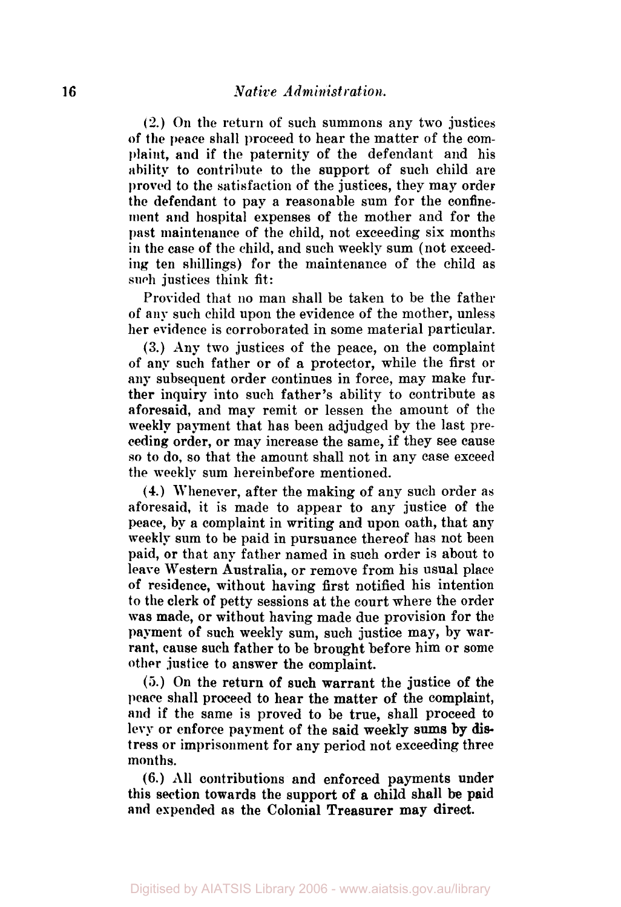(2.) On the return of such summons any two justices of the peace shall proceed to hear the matter of the complaint, and if the paternity of the defendant and his ability to contribute to the support of such child are proved to the satisfaction of the justices, they may order the defendant to pay a reasonable sum for the confinement and hospital expenses of the mother and for the past maintenance of the child, not exceeding six months in the case of the child, and such weekly sum (not exceeding ten shillings) for the maintenance of the child as such justices think fit:

Provided that no man shall be taken to be the father of any such child upon the evidence of the mother, unless her evidence is corroborated in some material particular.

(3.) Any two justices of the peace, on the complaint of any such father or of a protector, while the first or any subsequent order continues in force, may make further inquiry into such father's ability to contribute as aforesaid, and may remit or lessen the amount of the weekly payment that has been adjudged by the last preceding order, or may increase the same, if they see cause so to do, so that the amount shall not in any case exceed the weekly sum hereinbefore mentioned.

(4.) Whenever, after the making of any such order as aforesaid, it is made to appear to any justice of the peace, by a complaint in writing and upon oath, that any weekly sum to be paid in pursuance thereof has not been paid, or that any father named in such order is about to leave Western Australia, or remove from his usual place of residence, without having first notified his intention to the clerk of petty sessions at the court where the order was made, or without having made due provision for the payment of such weekly sum, such justice may, by warrant, cause such father to be brought before him or some other justice to answer the complaint.

(5.) On the return of such warrant the justice of the peace shall proceed to hear the matter of the complaint, and if the same is proved to be true, shall proceed to levy or enforce payment of the said weekly sums by distress or imprisonment for any period not exceeding three months.

(6.) All contributions and enforced payments under this section towards the support of a child shall be paid and expended as the Colonial Treasurer may direct.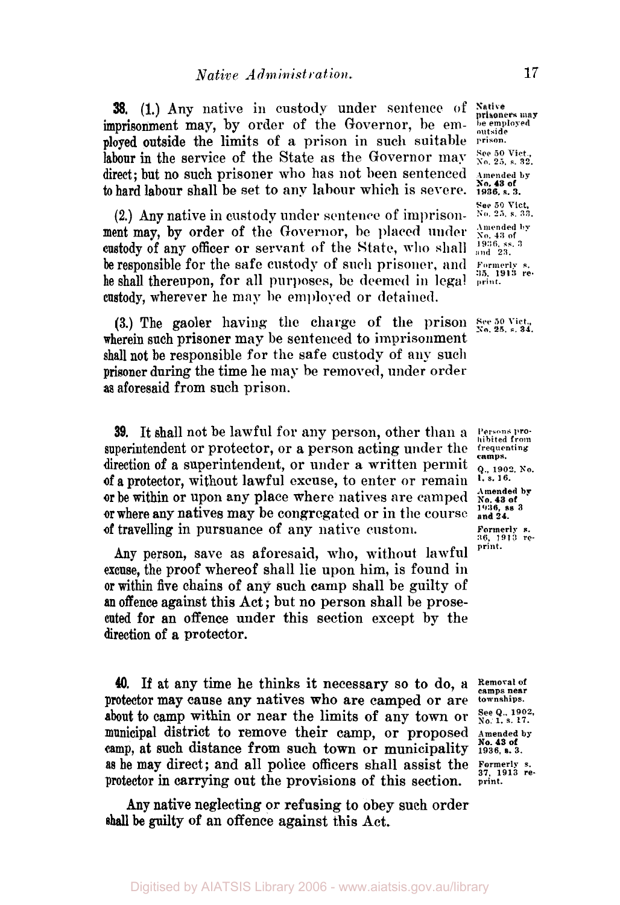**38.** (1.) Any native in custody under sentence of imprisonment may, by order of the Governor, be employed outside the limits of a prison in such suitable labour in the service of the State as the Governor may direct; but no such prisoner who has not been sentenced to hard labour shall be set to any labour which is severe.

*Native prisoners may be employed outside prison.*
*See 50 Vict., No. 25, s. 32.*
*Amended by No. 43 of 1936, s. 3.*

(2.) Any native in custody under sentence of imprisonment may, by order of the Governor, be placed under custody of any officer or servant of the State, who shall be responsible for the safe custody of such prisoner, and he shall thereupon, for all purposes, be deemed in legal custody, wherever he may be employed or detained.

*See 50 Vict, No. 25, s. 33.*
*Amended by No. 43 of 1936, ss. 3 and 23.*
*Formerly s. 35, 1913 reprint.*

(3.) The gaoler having the charge of the prison wherein such prisoner may be sentenced to imprisonment shall not be responsible for the safe custody of any such prisoner during the time he may be removed, under order as aforesaid from such prison.

*See 50 Vict., No. 25, s. 34.*

**39.** It shall not be lawful for any person, other than a superintendent or protector, or a person acting under the direction of a superintendent, or under a written permit of a protector, without lawful excuse, to enter or remain or be within or upon any place where natives are camped or where any natives may be congregated or in the course of travelling in pursuance of any native custom.

*Persons prohibited from frequenting camps.*
*Q., 1902, No. 1, s. 16.*
*Amended by No. 43 of 1936, ss 3 and 24.*
*Formerly s. 36, 1913 reprint.*

Any person, save as aforesaid, who, without lawful excuse, the proof whereof shall lie upon him, is found in or within five chains of any such camp shall be guilty of an offence against this Act; but no person shall be prosecuted for an offence under this section except by the direction of a protector.

**40.** If at any time he thinks it necessary so to do, a protector may cause any natives who are camped or are about to camp within or near the limits of any town or municipal district to remove their camp, or proposed camp, at such distance from such town or municipality as he may direct; and all police officers shall assist the protector in carrying out the provisions of this section.

*Removal of camps near townships.*
*See Q., 1902, No. 1, s. 17.*
*Amended by No. 43 of 1936, s. 3.*
*Formerly s. 37, 1913 reprint.*

Any native neglecting or refusing to obey such order shall be guilty of an offence against this Act.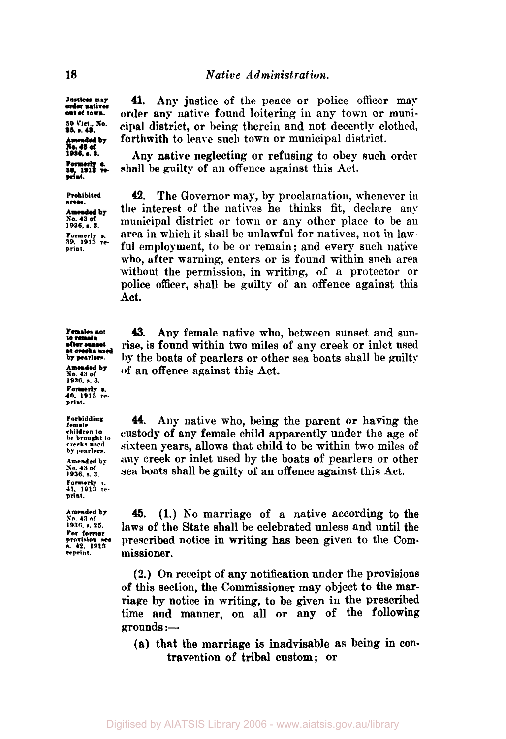**41.** Any justice of the peace or police officer may order any native found loitering in any town or municipal district, or being therein and not decently clothed, forthwith to leave such town or municipal district.

*Justices may order natives out of town.*
*50 Vict., No. 25, s. 43.*
*Amended by No. 43 of 1936, s. 3.*
*Formerly s. 38, 1913 reprint.*

Any native neglecting or refusing to obey such order shall be guilty of an offence against this Act.

**42.** The Governor may, by proclamation, whenever in the interest of the natives he thinks fit, declare any municipal district or town or any other place to be an area in which it shall be unlawful for natives, not in lawful employment, to be or remain; and every such native who, after warning, enters or is found within such area without the permission, in writing, of a protector or police officer, shall be guilty of an offence against this Act.

*Prohibited areas.*
*Amended by No. 43 of 1936, s. 3.*
*Formerly s. 39, 1913 reprint.*

**43.** Any female native who, between sunset and sunrise, is found within two miles of any creek or inlet used by the boats of pearlers or other sea boats shall be guilty of an offence against this Act.

*Females not to remain after sunset at creeks used by pearlers.*
*Amended by No. 43 of 1936, s. 3.*
*Formerly s. 40, 1913 reprint.*

**44.** Any native who, being the parent or having the custody of any female child apparently under the age of sixteen years, allows that child to be within two miles of any creek or inlet used by the boats of pearlers or other sea boats shall be guilty of an offence against this Act.

*Forbidding female children to be brought to creeks used by pearlers.*
*Amended by No. 43 of 1936, s. 3.*
*Formerly s. 41, 1913 reprint.*

**45.** (1.) No marriage of a native according to the laws of the State shall be celebrated unless and until the prescribed notice in writing has been given to the Commissioner.

*Amended by No. 43 of 1936, s. 25.*
*For former provision see s. 42, 1913 reprint.*

(2.) On receipt of any notification under the provisions of this section, the Commissioner may object to the marriage by notice in writing, to be given in the prescribed time and manner, on all or any of the following grounds:—

(a) that the marriage is inadvisable as being in contravention of tribal custom; or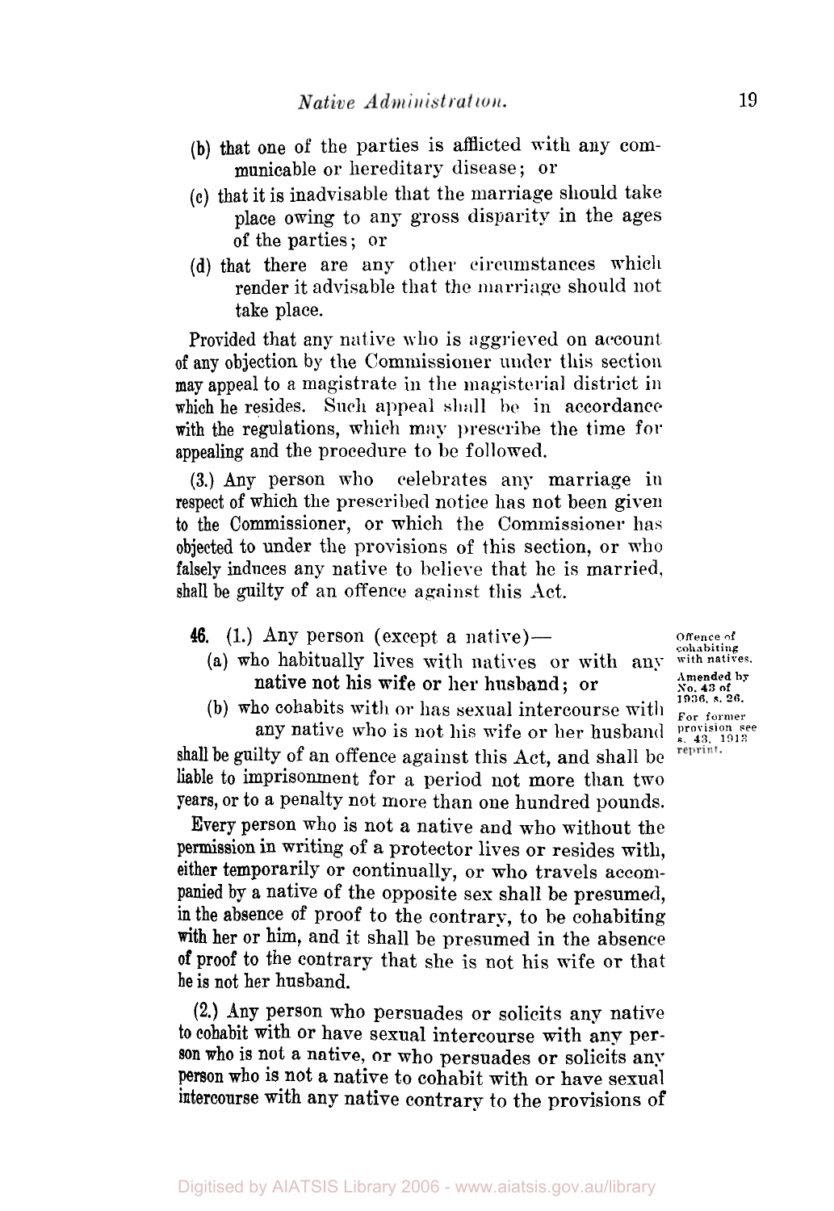(b) that one of the parties is afflicted with any communicable or hereditary disease; or

(c) that it is inadvisable that the marriage should take place owing to any gross disparity in the ages of the parties; or

(d) that there are any other circumstances which render it advisable that the marriage should not take place.

Provided that any native who is aggrieved on account of any objection by the Commissioner under this section may appeal to a magistrate in the magisterial district in which he resides. Such appeal shall be in accordance with the regulations, which may prescribe the time for appealing and the procedure to be followed.

(3.) Any person who celebrates any marriage in respect of which the prescribed notice has not been given to the Commissioner, or which the Commissioner has objected to under the provisions of this section, or who falsely induces any native to believe that he is married, shall be guilty of an offence against this Act.

*Offence of cohabiting with natives.*

*Amended by No. 43 of 1936, s. 26.*

*For former provision see s. 43, 1913 reprint.*

**46.** (1.) Any person (except a native)—

(a) who habitually lives with natives or with any native not his wife or her husband; or

(b) who cohabits with or has sexual intercourse with any native who is not his wife or her husband

shall be guilty of an offence against this Act, and shall be liable to imprisonment for a period not more than two years, or to a penalty not more than one hundred pounds.

Every person who is not a native and who without the permission in writing of a protector lives or resides with, either temporarily or continually, or who travels accompanied by a native of the opposite sex shall be presumed, in the absence of proof to the contrary, to be cohabiting with her or him, and it shall be presumed in the absence of proof to the contrary that she is not his wife or that he is not her husband.

(2.) Any person who persuades or solicits any native to cohabit with or have sexual intercourse with any person who is not a native, or who persuades or solicits any person who is not a native to cohabit with or have sexual intercourse with any native contrary to the provisions of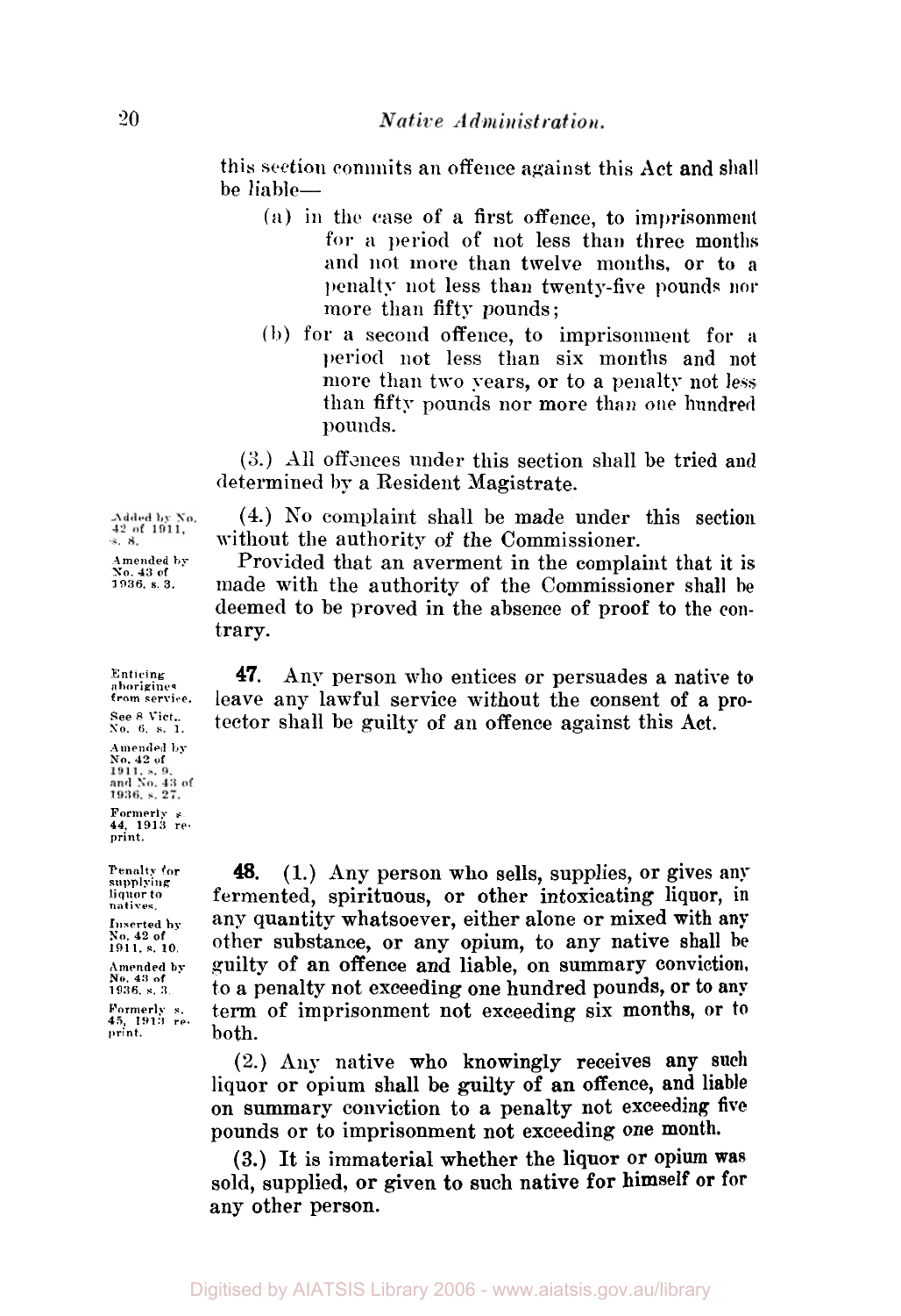this section commits an offence against this Act and shall be liable—

(a) in the case of a first offence, to imprisonment for a period of not less than three months and not more than twelve months, or to a penalty not less than twenty-five pounds nor more than fifty pounds;

(b) for a second offence, to imprisonment for a period not less than six months and not more than two years, or to a penalty not less than fifty pounds nor more than one hundred pounds.

(3.) All offences under this section shall be tried and determined by a Resident Magistrate.

*Added by No. 42 of 1911, s. 8.*

*Amended by No. 43 of 1936, s. 3.*

(4.) No complaint shall be made under this section without the authority of the Commissioner.

Provided that an averment in the complaint that it is made with the authority of the Commissioner shall be deemed to be proved in the absence of proof to the contrary.

*Enticing aborigines from service.*

*See 8 Vict., No. 6, s. 1.*

*Amended by No. 42 of 1911, s. 9, and No. 43 of 1936, s. 27.*

*Formerly s. 44, 1913 reprint.*

**47.** Any person who entices or persuades a native to leave any lawful service without the consent of a protector shall be guilty of an offence against this Act.

*Penalty for supplying liquor to natives.*

*Inserted by No. 42 of 1911, s. 10.*

*Amended by No. 43 of 1936, s. 3.*

*Formerly s. 45, 1913 reprint.*

**48.** (1.) Any person who sells, supplies, or gives any fermented, spirituous, or other intoxicating liquor, in any quantity whatsoever, either alone or mixed with any other substance, or any opium, to any native shall be guilty of an offence and liable, on summary conviction, to a penalty not exceeding one hundred pounds, or to any term of imprisonment not exceeding six months, or to both.

(2.) Any native who knowingly receives any such liquor or opium shall be guilty of an offence, and liable on summary conviction to a penalty not exceeding five pounds or to imprisonment not exceeding one month.

(3.) It is immaterial whether the liquor or opium was sold, supplied, or given to such native for himself or for any other person.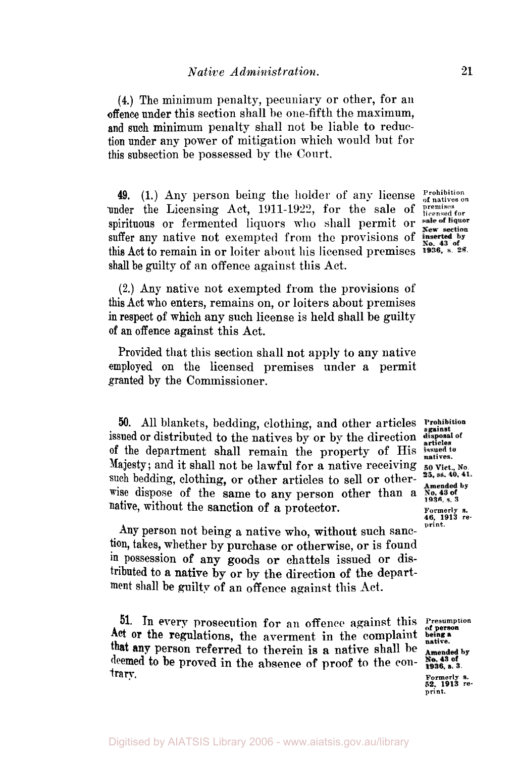(4.) The minimum penalty, pecuniary or other, for an offence under this section shall be one-fifth the maximum, and such minimum penalty shall not be liable to reduction under any power of mitigation which would but for this subsection be possessed by the Court.

**49.** (1.) Any person being the holder of any license under the Licensing Act, 1911-1922, for the sale of spirituous or fermented liquors who shall permit or suffer any native not exempted from the provisions of this Act to remain in or loiter about his licensed premises shall be guilty of an offence against this Act.

*Prohibition of natives on premises licensed for sale of liquor. New section inserted by No. 43 of 1936, s. 28.*

(2.) Any native not exempted from the provisions of this Act who enters, remains on, or loiters about premises in respect of which any such license is held shall be guilty of an offence against this Act.

Provided that this section shall not apply to any native employed on the licensed premises under a permit granted by the Commissioner.

**50.** All blankets, bedding, clothing, and other articles issued or distributed to the natives by or by the direction of the department shall remain the property of His Majesty; and it shall not be lawful for a native receiving such bedding, clothing, or other articles to sell or otherwise dispose of the same to any person other than a native, without the sanction of a protector.

*Prohibition against disposal of articles issued to natives. 50 Vict., No. 25, ss. 40, 41. Amended by No. 43 of 1936, s. 3. Formerly s. 46, 1913 reprint.*

Any person not being a native who, without such sanction, takes, whether by purchase or otherwise, or is found in possession of any goods or chattels issued or distributed to a native by or by the direction of the department shall be guilty of an offence against this Act.

**51.** In every prosecution for an offence against this Act or the regulations, the averment in the complaint that any person referred to therein is a native shall be deemed to be proved in the absence of proof to the contrary.

*Presumption of person being a native. Amended by No. 43 of 1936, s. 3. Formerly s. 52, 1913 reprint.*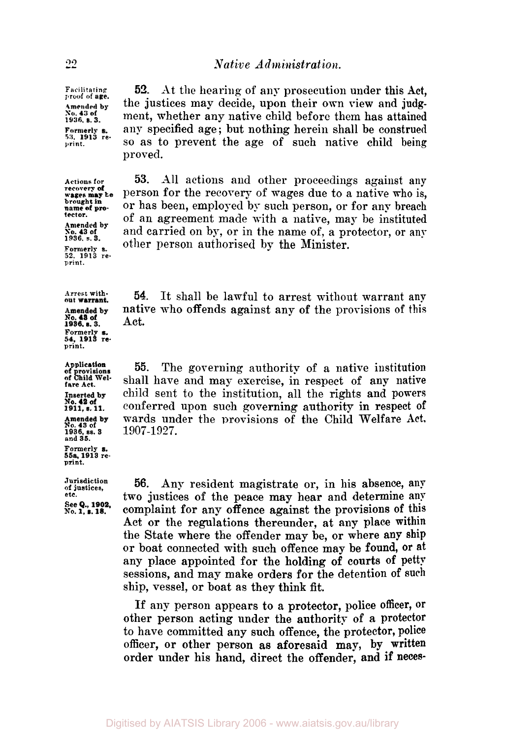Facilitating proof of age.
Amended by No. 43 of 1936, s. 3.
Formerly s. 53, 1913 reprint.

**52.** At the hearing of any prosecution under this Act, the justices may decide, upon their own view and judgment, whether any native child before them has attained any specified age; but nothing herein shall be construed so as to prevent the age of such native child being proved.

Actions for recovery of wages may be brought in name of protector.
Amended by No. 43 of 1936, s. 3.
Formerly s. 52, 1913 reprint.

**53.** All actions and other proceedings against any person for the recovery of wages due to a native who is, or has been, employed by such person, or for any breach of an agreement made with a native, may be instituted and carried on by, or in the name of, a protector, or any other person authorised by the Minister.

Arrest without warrant.
Amended by No. 43 of 1936, s. 3.
Formerly s. 54, 1913 reprint.

**54.** It shall be lawful to arrest without warrant any native who offends against any of the provisions of this Act.

Application of provisions of Child Welfare Act.
Inserted by No. 42 of 1911, s. 11.
Amended by No. 43 of 1936, ss. 3 and 35.
Formerly s. 55a, 1913 reprint.

**55.** The governing authority of a native institution shall have and may exercise, in respect of any native child sent to the institution, all the rights and powers conferred upon such governing authority in respect of wards under the provisions of the Child Welfare Act, 1907-1927.

Jurisdiction of justices, etc.
See Q., 1902, No. 1, s. 18.

**56.** Any resident magistrate or, in his absence, any two justices of the peace may hear and determine any complaint for any offence against the provisions of this Act or the regulations thereunder, at any place within the State where the offender may be, or where any ship or boat connected with such offence may be found, or at any place appointed for the holding of courts of petty sessions, and may make orders for the detention of such ship, vessel, or boat as they think fit.

If any person appears to a protector, police officer, or other person acting under the authority of a protector to have committed any such offence, the protector, police officer, or other person as aforesaid may, by written order under his hand, direct the offender, and if neces-